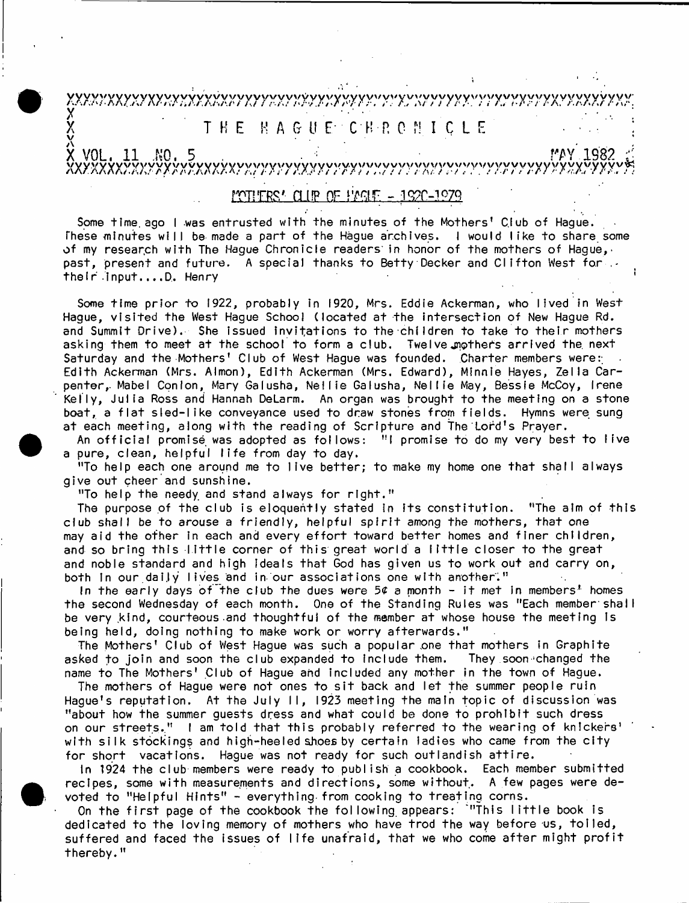# THE HAGUE CHRONICLE

VOL. 11 NO. 5 — MAY 1982

## MOTHERS' CLUB OF HAGUE - 1920-1979

Some time ago I was entrusted with the minutes of the Mothers' Club of Hague. These minutes will be made a part of the Hague archives. I would like to share some of my research with The Hague Chronicle readers in honor of the mothers of Hague, past, present and future. A special thanks to Betty Decker and Clifton West for their input....D. Henry

Some time prior to 1922, probably in 1920, Mrs. Eddie Ackerman, who lived in West Hague, visited the West Hague School (located at the intersection of New Hague Rd. and Summit Drive). She issued invitations to the children to take to their mothers asking them to meet at the school to form a club. Twelve mothers arrived the next Saturday and the Mothers' Club of West Hague was founded. Charter members were: Edith Ackerman (Mrs. Almon), Edith Ackerman (Mrs. Edward), Minnie Hayes, Zella Carpenter, Mabel Conlon, Mary Galusha, Nellie Galusha, Nellie May, Bessie McCoy, Irene Kelly, Julia Ross and Hannah DeLarm. An organ was brought to the meeting on a stone boat, a flat sled-like conveyance used to draw stones from fields. Hymns were sung at each meeting, along with the reading of Scripture and The Lord's Prayer.

An official promise was adopted as follows: "I promise to do my very best to live a pure, clean, helpful life from day to day.

"To help each one around me to live better; to make my home one that shall always give out cheer and sunshine.

"To help the needy and stand always for right."

The purpose of the club is eloquently stated in its constitution. "The aim of this club shall be to arouse a friendly, helpful spirit among the mothers, that one may aid the other in each and every effort toward better homes and finer children, and so bring this little corner of this great world a little closer to the great and noble standard and high ideals that God has given us to work out and carry on, both in our daily lives and in our associations one with another."

In the early days of the club the dues were 5¢ a month - it met in members' homes the second Wednesday of each month. One of the Standing Rules was "Each member shall be very kind, courteous and thoughtful of the member at whose house the meeting is being held, doing nothing to make work or worry afterwards."

The Mothers' Club of West Hague was such a popular one that mothers in Graphite asked to join and soon the club expanded to include them. They soon changed the name to The Mothers' Club of Hague and included any mother in the town of Hague.

The mothers of Hague were not ones to sit back and let the summer people ruin Hague's reputation. At the July 11, 1923 meeting the main topic of discussion was "about how the summer guests dress and what could be done to prohibit such dress on our streets." I am told that this probably referred to the wearing of knickers' with silk stockings and high-heeled shoes by certain ladies who came from the city for short vacations. Hague was not ready for such outlandish attire.

In 1924 the club members were ready to publish a cookbook. Each member submitted recipes, some with measurements and directions, some without. A few pages were devoted to "Helpful Hints" - everything from cooking to treating corns.

On the first page of the cookbook the following appears: "This little book is dedicated to the loving memory of mothers who have trod the way before us, toiled, suffered and faced the issues of life unafraid, that we who come after might profit thereby."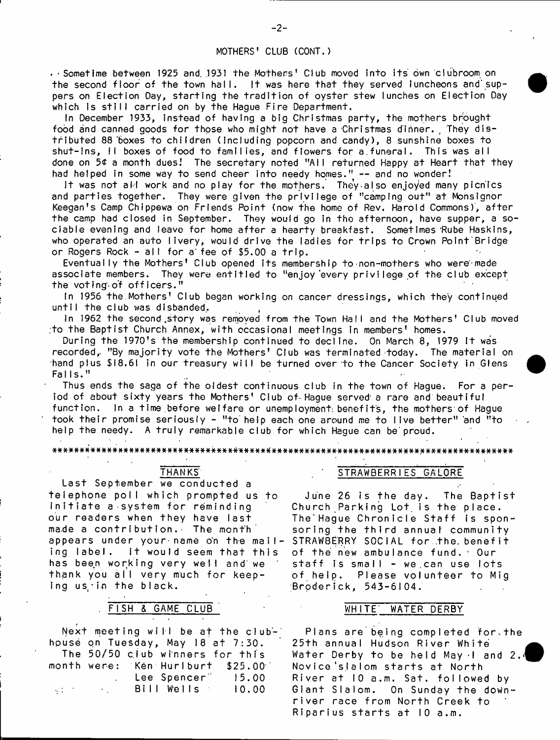## MOTHERS' CLUB (CONT.)

Sometime between 1925 and 1931 the Mothers' Club moved into its own clubroom on the second floor of the town hall. It was here that they served luncheons and suppers on Election Day, starting the tradition of oyster stew lunches on Election Day which is still carried on by the Hague Fire Department.

In December 1933, instead of having a big Christmas party, the mothers brought food and canned goods for those who might not have a Christmas dinner. They distributed 88 boxes to children (including popcorn and candy), 8 sunshine boxes to shut-ins, 11 boxes of food to families, and flowers for a funeral. This was all done on 5¢ a month dues! The secretary noted "All returned Happy at Heart that they had helped in some way to send cheer into needy homes." -- and no wonder!

It was not all work and no play for the mothers. They also enjoyed many picnics and parties together. They were given the privilege of "camping out" at Monsignor Keegan's Camp Chippewa on Friends Point (now the home of Rev. Harold Commons), after the camp had closed in September. They would go in the afternoon, have supper, a sociable evening and leave for home after a hearty breakfast. Sometimes Rube Haskins, who operated an auto livery, would drive the ladies for trips to Crown Point Bridge or Rogers Rock - all for a fee of $5.00 a trip.

Eventually the Mothers' Club opened its membership to non-mothers who were made associate members. They were entitled to "enjoy every privilege of the club except the voting of officers."

In 1956 the Mothers' Club began working on cancer dressings, which they continued until the club was disbanded.

In 1962 the second story was removed from the Town Hall and the Mothers' Club moved to the Baptist Church Annex, with occasional meetings in members' homes.

During the 1970's the membership continued to decline. On March 8, 1979 it was recorded, "By majority vote the Mothers' Club was terminated today. The material on hand plus $18.61 in our treasury will be turned over to the Cancer Society in Glens Falls."

Thus ends the saga of the oldest continuous club in the town of Hague. For a period of about sixty years the Mothers' Club of Hague served a rare and beautiful function. In a time before welfare or unemployment benefits, the mothers of Hague took their promise seriously - "to help each one around me to live better" and "to help the needy. A truly remarkable club for which Hague can be proud.

***************************************************************************************

### THANKS

Last September we conducted a telephone poll which prompted us to initiate a system for reminding our readers when they have last made a contribution. The month appears under your name on the mailing label. It would seem that this has been working very well and we thank you all very much for keeping us in the black.

### FISH & GAME CLUB

Next meeting will be at the clubhouse on Tuesday, May 18 at 7:30.

The 50/50 club winners for this month were:

| | |
|---|---|
| Ken Hurlburt | $25.00 |
| Lee Spencer | 15.00 |
| Bill Wells | 10.00 |

### STRAWBERRIES GALORE

June 26 is the day. The Baptist Church Parking Lot is the place. The Hague Chronicle Staff is sponsoring the third annual community STRAWBERRY SOCIAL for the benefit of the new ambulance fund. Our staff is small - we can use lots of help. Please volunteer to Mig Broderick, 543-6104.

### WHITE WATER DERBY

Plans are being completed for the 25th annual Hudson River White Water Derby to be held May 1 and 2. Novice slalom starts at North River at 10 a.m. Sat. followed by Giant Slalom. On Sunday the downriver race from North Creek to Riparius starts at 10 a.m.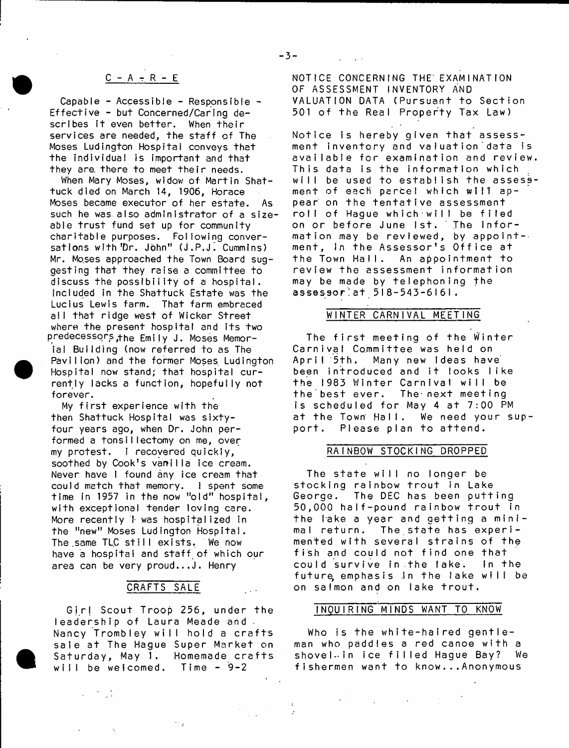## C - A - R - E

Capable - Accessible - Responsible - Effective - but Concerned/Caring describes it even better. When their services are needed, the staff of The Moses Ludington Hospital conveys that the individual is important and that they are there to meet their needs.

When Mary Moses, widow of Martin Shattuck died on March 14, 1906, Horace Moses became executor of her estate. As such he was also administrator of a sizeable trust fund set up for community charitable purposes. Following conversations with "Dr. John" (J.P.J. Cummins) Mr. Moses approached the Town Board suggesting that they raise a committee to discuss the possibility of a hospital. Included in the Shattuck Estate was the Lucius Lewis farm. That farm embraced all that ridge west of Wicker Street where the present hospital and its two predecessors, the Emily J. Moses Memorial Building (now referred to as The Pavilion) and the former Moses Ludington Hospital now stand; that hospital currently lacks a function, hopefully not forever.

My first experience with the then Shattuck Hospital was sixty-four years ago, when Dr. John performed a tonsillectomy on me, over my protest. I recovered quickly, soothed by Cook's vanilla ice cream. Never have I found any ice cream that could match that memory. I spent some time in 1957 in the now "old" hospital, with exceptional tender loving care. More recently I was hospitalized in the "new" Moses Ludington Hospital. The same TLC still exists. We now have a hospital and staff of which our area can be very proud...J. Henry

## CRAFTS SALE

Girl Scout Troop 256, under the leadership of Laura Meade and Nancy Trombley will hold a crafts sale at The Hague Super Market on Saturday, May 1. Homemade crafts will be welcomed. Time - 9-2

## NOTICE CONCERNING THE EXAMINATION OF ASSESSMENT INVENTORY AND VALUATION DATA (Pursuant to Section 501 of the Real Property Tax Law)

Notice is hereby given that assessment inventory and valuation data is available for examination and review. This data is the information which will be used to establish the assessment of each parcel which will appear on the tentative assessment roll of Hague which will be filed on or before June 1st. The information may be reviewed, by appointment, in the Assessor's Office at the Town Hall. An appointment to review the assessment information may be made by telephoning the assessor at 518-543-6161.

## WINTER CARNIVAL MEETING

The first meeting of the Winter Carnival Committee was held on April 5th. Many new ideas have been introduced and it looks like the 1983 Winter Carnival will be the best ever. The next meeting is scheduled for May 4 at 7:00 PM at the Town Hall. We need your support. Please plan to attend.

## RAINBOW STOCKING DROPPED

The state will no longer be stocking rainbow trout in Lake George. The DEC has been putting 50,000 half-pound rainbow trout in the lake a year and getting a minimal return. The state has experimented with several strains of the fish and could not find one that could survive in the lake. In the future, emphasis in the lake will be on salmon and on lake trout.

## INQUIRING MINDS WANT TO KNOW

Who is the white-haired gentleman who paddles a red canoe with a shovel in ice filled Hague Bay? We fishermen want to know...Anonymous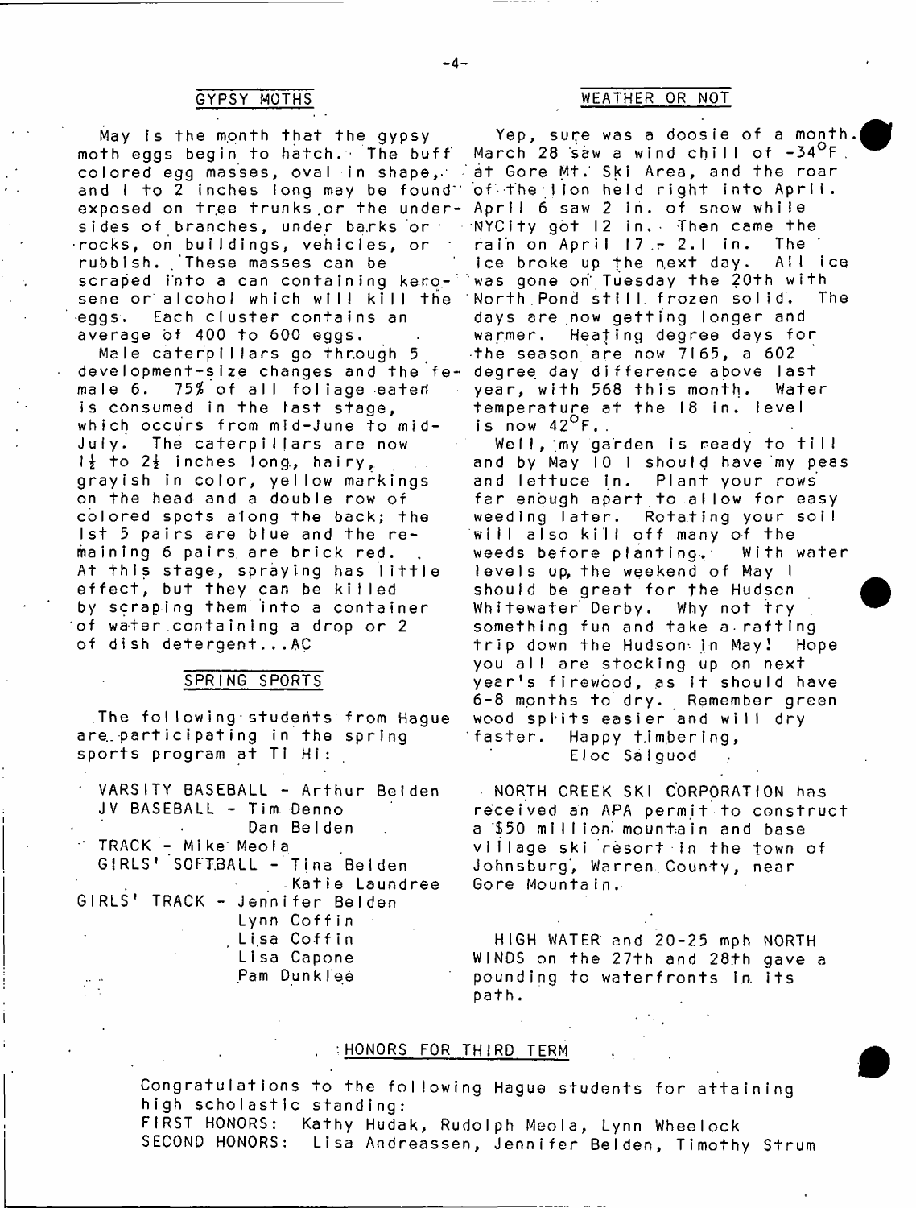## GYPSY MOTHS

May is the month that the gypsy moth eggs begin to hatch. The buff colored egg masses, oval in shape, and 1 to 2 inches long may be found exposed on tree trunks or the undersides of branches, under barks or rocks, on buildings, vehicles, or rubbish. These masses can be scraped into a can containing kerosene or alcohol which will kill the eggs. Each cluster contains an average of 400 to 600 eggs.

Male caterpillars go through 5 development-size changes and the female 6. 75% of all foliage eaten is consumed in the last stage, which occurs from mid-June to mid-July. The caterpillars are now 1½ to 2½ inches long, hairy, grayish in color, yellow markings on the head and a double row of colored spots along the back; the 1st 5 pairs are blue and the remaining 6 pairs are brick red. At this stage, spraying has little effect, but they can be killed by scraping them into a container of water containing a drop or 2 of dish detergent...AC

## SPRING SPORTS

The following students from Hague are participating in the spring sports program at TI Hi:

VARSITY BASEBALL - Arthur Belden
JV BASEBALL - Tim Denno
Dan Belden
TRACK - Mike Meola
GIRLS' SOFTBALL - Tina Belden
Katie Laundree
GIRLS' TRACK - Jennifer Belden
Lynn Coffin
Lisa Coffin
Lisa Capone
Pam Dunklee

## WEATHER OR NOT

Yep, sure was a doosie of a month. March 28 saw a wind chill of -34°F. at Gore Mt. Ski Area, and the roar of the lion held right into April. April 6 saw 2 in. of snow while NYCity got 12 in. Then came the rain on April 17 - 2.1 in. The ice broke up the next day. All ice was gone on Tuesday the 20th with North Pond still frozen solid. The days are now getting longer and warmer. Heating degree days for the season are now 7165, a 602 degree day difference above last year, with 568 this month. Water temperature at the 18 in. level is now 42°F.

Well, my garden is ready to till and by May 10 I should have my peas and lettuce in. Plant your rows far enough apart to allow for easy weeding later. Rotating your soil will also kill off many of the weeds before planting. With water levels up, the weekend of May 1 should be great for the Hudson Whitewater Derby. Why not try something fun and take a rafting trip down the Hudson in May! Hope you all are stocking up on next year's firewood, as it should have 6-8 months to dry. Remember green wood splits easier and will dry faster. Happy timbering,

Eloc Salguod

NORTH CREEK SKI CORPORATION has received an APA permit to construct a $50 million mountain and base village ski resort in the town of Johnsburg, Warren County, near Gore Mountain.

HIGH WATER and 20-25 mph NORTH WINDS on the 27th and 28th gave a pounding to waterfronts in its path.

## HONORS FOR THIRD TERM

Congratulations to the following Hague students for attaining high scholastic standing:

FIRST HONORS: Kathy Hudak, Rudolph Meola, Lynn Wheelock
SECOND HONORS: Lisa Andreassen, Jennifer Belden, Timothy Strum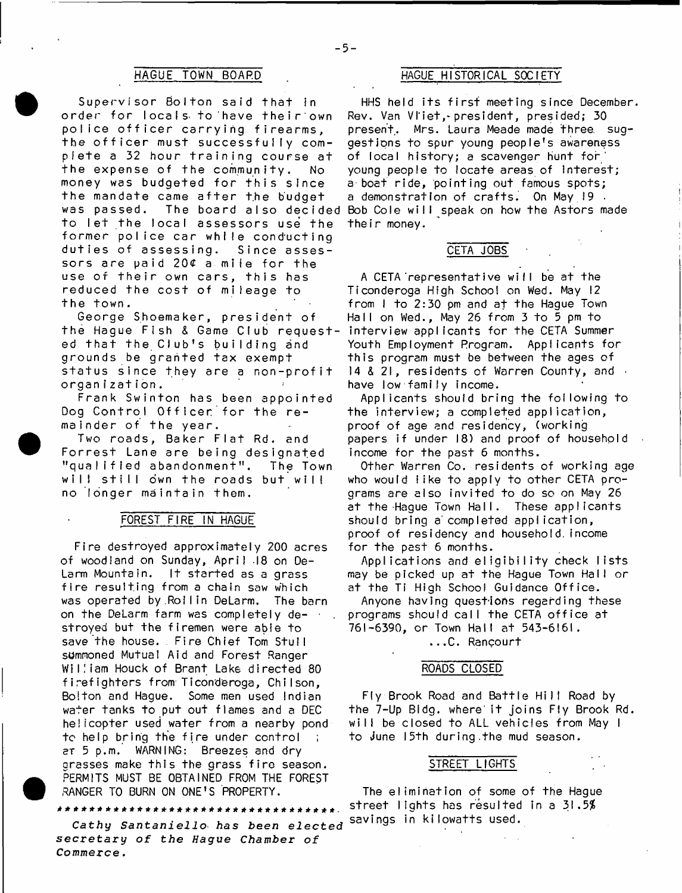## HAGUE TOWN BOARD

Supervisor Bolton said that in order for locals to have their own police officer carrying firearms, the officer must successfully complete a 32 hour training course at the expense of the community. No money was budgeted for this since the mandate came after the budget was passed. The board also decided to let the local assessors use the former police car while conducting duties of assessing. Since assessors are paid 20¢ a mile for the use of their own cars, this has reduced the cost of mileage to the town.

George Shoemaker, president of the Hague Fish & Game Club requested that the Club's building and grounds be granted tax exempt status since they are a non-profit organization.

Frank Swinton has been appointed Dog Control Officer for the remainder of the year.

Two roads, Baker Flat Rd. and Forrest Lane are being designated "qualified abandonment". The Town will still own the roads but will no longer maintain them.

## FOREST FIRE IN HAGUE

Fire destroyed approximately 200 acres of woodland on Sunday, April 18 on DeLarm Mountain. It started as a grass fire resulting from a chain saw which was operated by Rollin DeLarm. The barn on the DeLarm farm was completely destroyed but the firemen were able to save the house. Fire Chief Tom Stull summoned Mutual Aid and Forest Ranger William Houck of Brant Lake directed 80 firefighters from Ticonderoga, Chilson, Bolton and Hague. Some men used Indian water tanks to put out flames and a DEC helicopter used water from a nearby pond to help bring the fire under control at 5 p.m. WARNING: Breezes and dry grasses make this the grass fire season. PERMITS MUST BE OBTAINED FROM THE FOREST RANGER TO BURN ON ONE'S PROPERTY.

***********************************

*Cathy Santaniello has been elected secretary of the Hague Chamber of Commerce.*

## HAGUE HISTORICAL SOCIETY

HHS held its first meeting since December. Rev. Van Vliet, president, presided; 30 present. Mrs. Laura Meade made three suggestions to spur young people's awareness of local history; a scavenger hunt for young people to locate areas of interest; a boat ride, pointing out famous spots; a demonstration of crafts. On May 19 Bob Cole will speak on how the Astors made their money.

## CETA JOBS

A CETA representative will be at the Ticonderoga High School on Wed. May 12 from 1 to 2:30 pm and at the Hague Town Hall on Wed., May 26 from 3 to 5 pm to interview applicants for the CETA Summer Youth Employment Program. Applicants for this program must be between the ages of 14 & 21, residents of Warren County, and have low family income.

Applicants should bring the following to the interview; a completed application, proof of age and residency, (working papers if under 18) and proof of household income for the past 6 months.

Other Warren Co. residents of working age who would like to apply to other CETA programs are also invited to do so on May 26 at the Hague Town Hall. These applicants should bring a completed application, proof of residency and household income for the past 6 months.

Applications and eligibility check lists may be picked up at the Hague Town Hall or at the Ti High School Guidance Office.

Anyone having questions regarding these programs should call the CETA office at 761-6390, or Town Hall at 543-6161.

...C. Rançourt

## ROADS CLOSED

Fly Brook Road and Battle Hill Road by the 7-Up Bldg. where it joins Fly Brook Rd. will be closed to ALL vehicles from May 1 to June 15th during the mud season.

## STREET LIGHTS

The elimination of some of the Hague street lights has resulted in a 31.5% savings in kilowatts used.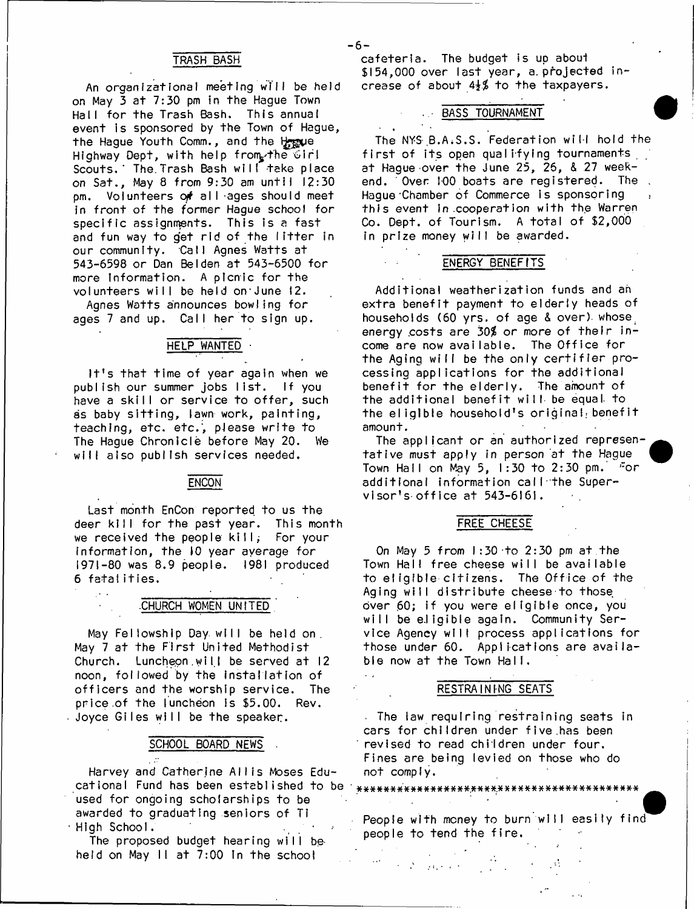## TRASH BASH

An organizational meeting will be held on May 3 at 7:30 pm in the Hague Town Hall for the Trash Bash. This annual event is sponsored by the Town of Hague, the Hague Youth Comm., and the Hague Highway Dept, with help from the Girl Scouts. The Trash Bash will take place on Sat., May 8 from 9:30 am until 12:30 pm. Volunteers of all ages should meet in front of the former Hague school for specific assignments. This is a fast and fun way to get rid of the litter in our community. Call Agnes Watts at 543-6598 or Dan Belden at 543-6500 for more information. A picnic for the volunteers will be held on June 12.

Agnes Watts announces bowling for ages 7 and up. Call her to sign up.

## HELP WANTED

It's that time of year again when we publish our summer jobs list. If you have a skill or service to offer, such as baby sitting, lawn work, painting, teaching, etc. etc., please write to The Hague Chronicle before May 20. We will also publish services needed.

## ENCON

Last month EnCon reported to us the deer kill for the past year. This month we received the people kill; For your information, the 10 year average for 1971-80 was 8.9 people. 1981 produced 6 fatalities.

## CHURCH WOMEN UNITED

May Fellowship Day will be held on May 7 at the First United Methodist Church. Luncheon will be served at 12 noon, followed by the installation of officers and the worship service. The price of the luncheon is $5.00. Rev. Joyce Giles will be the speaker.

## SCHOOL BOARD NEWS

Harvey and Catherine Allis Moses Educational Fund has been established to be used for ongoing scholarships to be awarded to graduating seniors of Ti High School.

The proposed budget hearing will be held on May 11 at 7:00 in the school cafeteria. The budget is up about $154,000 over last year, a projected increase of about 4½% to the taxpayers.

## BASS TOURNAMENT

The NYS B.A.S.S. Federation will hold the first of its open qualifying tournaments at Hague over the June 25, 26, & 27 weekend. Over 100 boats are registered. The Hague Chamber of Commerce is sponsoring this event in cooperation with the Warren Co. Dept. of Tourism. A total of $2,000 in prize money will be awarded.

## ENERGY BENEFITS

Additional weatherization funds and an extra benefit payment to elderly heads of households (60 yrs. of age & over) whose energy costs are 30% or more of their income are now available. The Office for the Aging will be the only certifier processing applications for the additional benefit for the elderly. The amount of the additional benefit will be equal to the eligible household's original benefit amount.

The applicant or an authorized representative must apply in person at the Hague Town Hall on May 5, 1:30 to 2:30 pm. For additional information call the Supervisor's office at 543-6161.

## FREE CHEESE

On May 5 from 1:30 to 2:30 pm at the Town Hall free cheese will be available to eligible citizens. The Office of the Aging will distribute cheese to those over 60; if you were eligible once, you will be eligible again. Community Service Agency will process applications for those under 60. Applications are available now at the Town Hall.

## RESTRAINING SEATS

The law requiring restraining seats in cars for children under five has been revised to read children under four. Fines are being levied on those who do not comply.

*****************************************

People with money to burn will easily find people to tend the fire.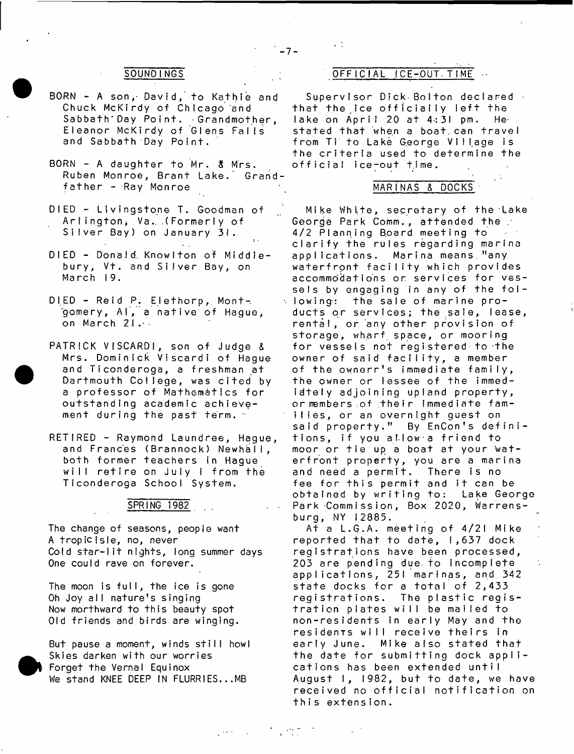## SOUNDINGS

BORN - A son, David, to Kathie and Chuck McKirdy of Chicago and Sabbath Day Point. Grandmother, Eleanor McKirdy of Glens Falls and Sabbath Day Point.

BORN - A daughter to Mr. & Mrs. Ruben Monroe, Brant Lake. Grandfather - Ray Monroe

DIED - Livingstone T. Goodman of Arlington, Va. (Formerly of Silver Bay) on January 31.

DIED - Donald Knowlton of Middlebury, Vt. and Silver Bay, on March 19.

DIED - Reid P. Elethorp, Montgomery, Al, a native of Hague, on March 21.

PATRICK VISCARDI, son of Judge & Mrs. Dominick Viscardi of Hague and Ticonderoga, a freshman at Dartmouth College, was cited by a professor of Mathematics for outstanding academic achievement during the past term.

RETIRED - Raymond Laundree, Hague, and Frances (Brannock) Newhall, both former teachers in Hague will retire on July 1 from the Ticonderoga School System.

## SPRING 1982

The change of seasons, people want  
A tropic isle, no, never  
Cold star-lit nights, long summer days  
One could rave on forever.

The moon is full, the ice is gone  
Oh Joy all nature's singing  
Now morthward to this beauty spot  
Old friends and birds are winging.

But pause a moment, winds still howl  
Skies darken with our worries  
Forget the Vernal Equinox  
We stand KNEE DEEP IN FLURRIES...MB

## OFFICIAL ICE-OUT TIME

Supervisor Dick Bolton declared that the ice officially left the lake on April 20 at 4:31 pm. He stated that when a boat can travel from Ti to Lake George Village is the criteria used to determine the official ice-out time.

## MARINAS & DOCKS

Mike White, secretary of the Lake George Park Comm., attended the 4/2 Planning Board meeting to clarify the rules regarding marina applications. Marina means "any waterfront facility which provides accommodations or services for vessels by engaging in any of the following: the sale of marine products or services; the sale, lease, rental, or any other provision of storage, wharf space, or mooring for vessels not registered to the owner of said facility, a member of the ownerr's immediate family, the owner or lessee of the immediately adjoining upland property, or members of their immediate families, or an overnight guest on said property." By EnCon's definitions, if you allow a friend to moor or tie up a boat at your waterfront property, you are a marina and need a permit. There is no fee for this permit and it can be obtained by writing to: Lake George Park Commission, Box 2020, Warrensburg, NY 12885.

At a L.G.A. meeting of 4/21 Mike reported that to date, 1,637 dock registrations have been processed, 203 are pending due to incomplete applications, 251 marinas, and 342 state docks for a total of 2,433 registrations. The plastic registration plates will be mailed to non-residents in early May and the residents will receive theirs in early June. Mike also stated that the date for submitting dock applications has been extended until August 1, 1982, but to date, we have received no official notification on this extension.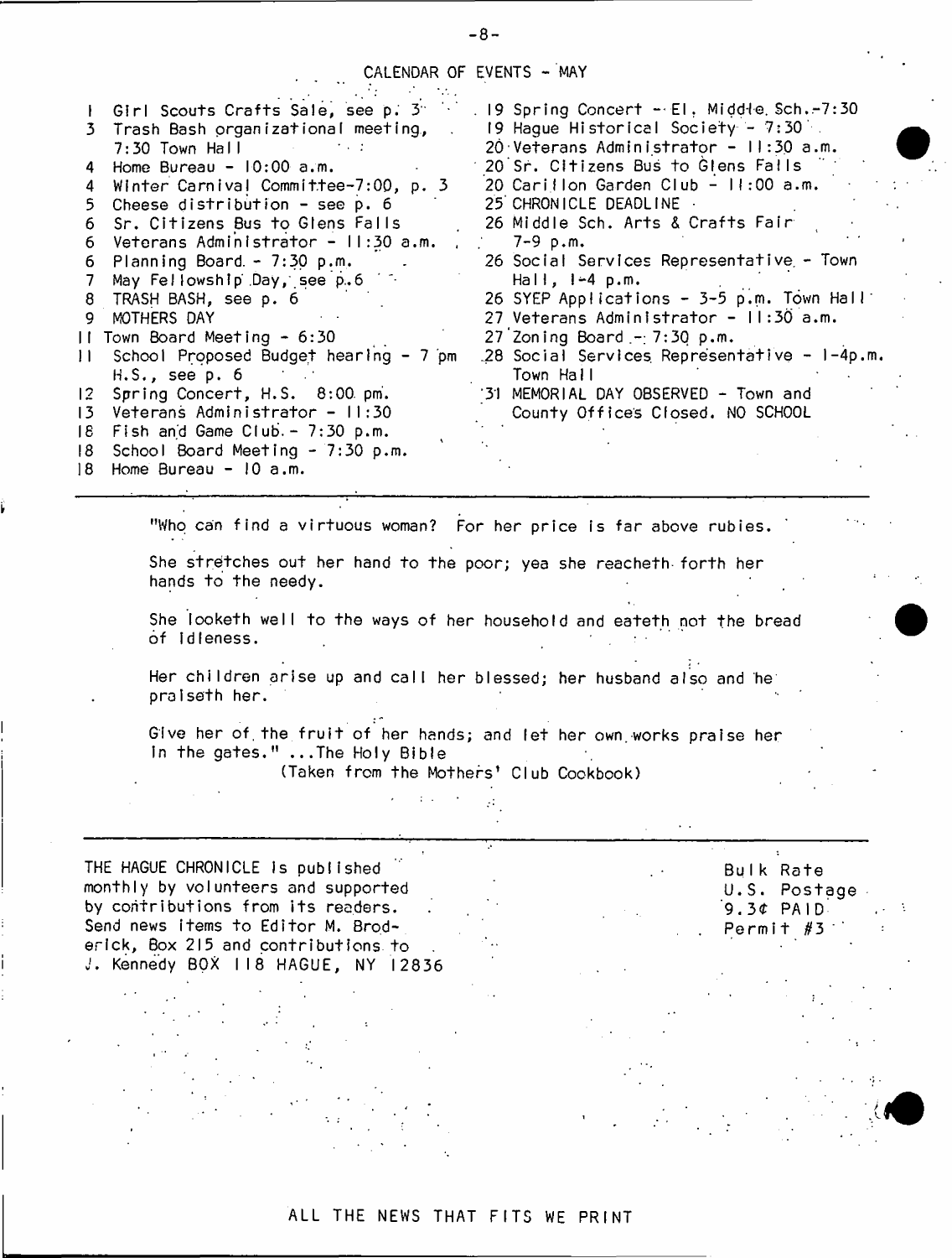## CALENDAR OF EVENTS - MAY

- 1 Girl Scouts Crafts Sale, see p. 3
- 3 Trash Bash organizational meeting, 7:30 Town Hall
- 4 Home Bureau - 10:00 a.m.
- 4 Winter Carnival Committee-7:00, p. 3
- 5 Cheese distribution - see p. 6
- 6 Sr. Citizens Bus to Glens Falls
- 6 Veterans Administrator - 11:30 a.m.
- 6 Planning Board. - 7:30 p.m.
- 7 May Fellowship Day, see p. 6
- 8 TRASH BASH, see p. 6
- 9 MOTHERS DAY
- 11 Town Board Meeting - 6:30
- 11 School Proposed Budget hearing - 7 pm H.S., see p. 6
- 12 Spring Concert, H.S. 8:00 pm.
- 13 Veterans Administrator - 11:30
- 18 Fish and Game Club - 7:30 p.m.
- 18 School Board Meeting - 7:30 p.m.
- 18 Home Bureau - 10 a.m.
- 19 Spring Concert - El. Middle Sch.-7:30
- 19 Hague Historical Society - 7:30
- 20 Veterans Administrator - 11:30 a.m.
- 20 Sr. Citizens Bus to Glens Falls
- 20 Carillon Garden Club - 11:00 a.m.
- 25 CHRONICLE DEADLINE
- 26 Middle Sch. Arts & Crafts Fair 7-9 p.m.
- 26 Social Services Representative - Town Hall, 1-4 p.m.
- 26 SYEP Applications - 3-5 p.m. Town Hall
- 27 Veterans Administrator - 11:30 a.m.
- 27 Zoning Board - 7:30 p.m.
- 28 Social Services Representative - 1-4p.m. Town Hall
- 31 MEMORIAL DAY OBSERVED - Town and County Offices Closed. NO SCHOOL

---

"Who can find a virtuous woman? For her price is far above rubies.

She stretches out her hand to the poor; yea she reacheth forth her hands to the needy.

She looketh well to the ways of her household and eateth not the bread of idleness.

Her children arise up and call her blessed; her husband also and he praiseth her.

Give her of the fruit of her hands; and let her own works praise her in the gates." ...The Holy Bible

(Taken from the Mothers' Club Cookbook)

---

THE HAGUE CHRONICLE is published monthly by volunteers and supported by contributions from its readers. Send news items to Editor M. Broderick, Box 215 and contributions to J. Kennedy BOX 118 HAGUE, NY 12836

Bulk Rate
U.S. Postage
9.3¢ PAID
Permit #3

ALL THE NEWS THAT FITS WE PRINT